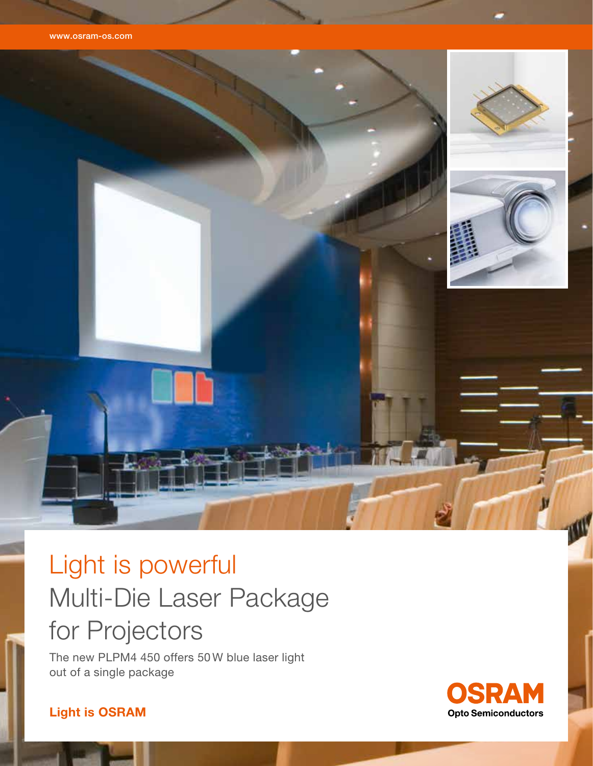www.osram-os.com

# Light is powerful
## Multi-Die Laser Package for Projectors

The new PLPM4 450 offers 50 W blue laser light out of a single package

**Light is OSRAM**

**OSRAM**
**Opto Semiconductors**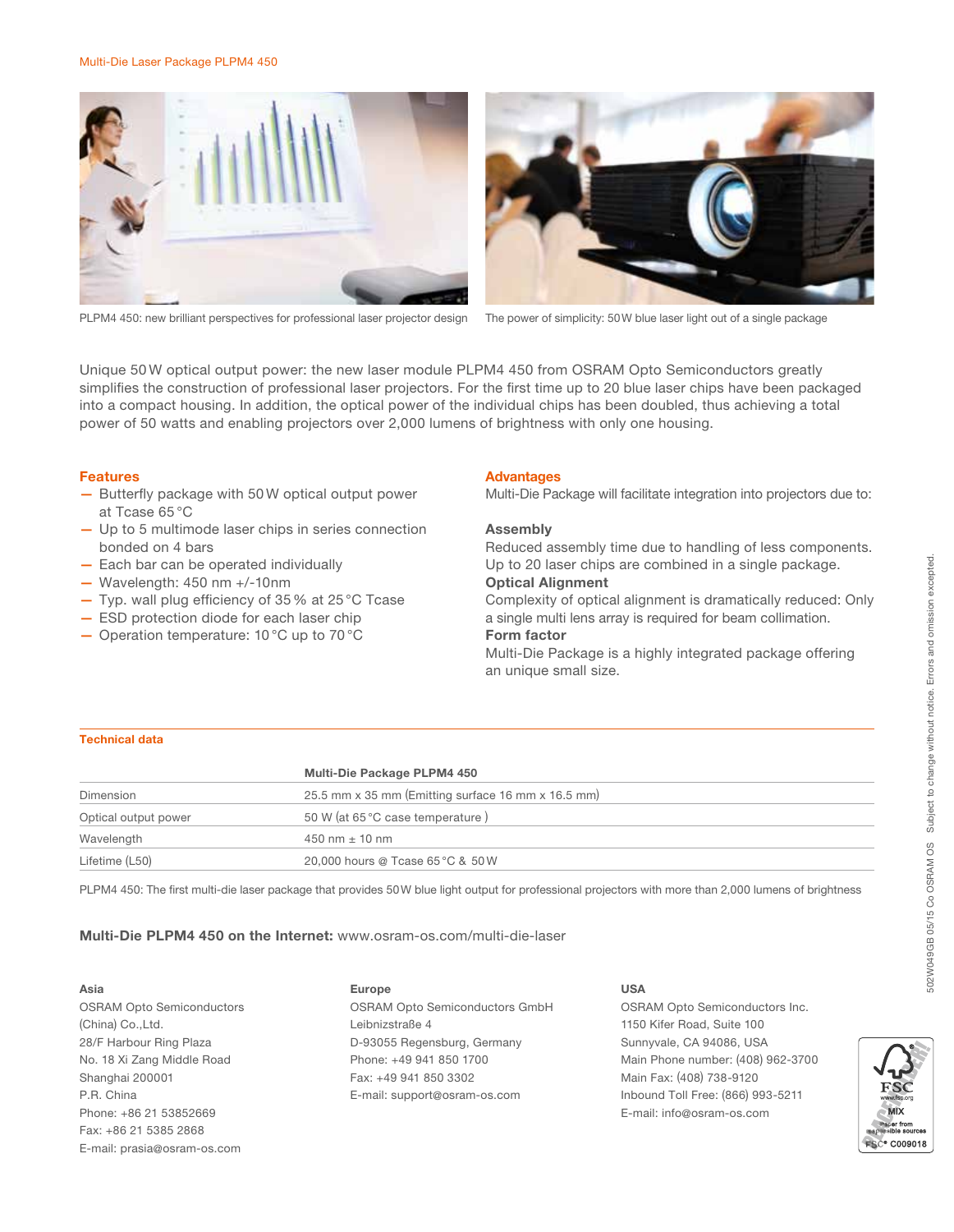PLPM4 450: new brilliant perspectives for professional laser projector design

The power of simplicity: 50 W blue laser light out of a single package

Unique 50 W optical output power: the new laser module PLPM4 450 from OSRAM Opto Semiconductors greatly simplifies the construction of professional laser projectors. For the first time up to 20 blue laser chips have been packaged into a compact housing. In addition, the optical power of the individual chips has been doubled, thus achieving a total power of 50 watts and enabling projectors over 2,000 lumens of brightness with only one housing.

## Features

- Butterfly package with 50 W optical output power at Tcase 65 °C
- Up to 5 multimode laser chips in series connection bonded on 4 bars
- Each bar can be operated individually
- Wavelength: 450 nm +/-10nm
- Typ. wall plug efficiency of 35 % at 25 °C Tcase
- ESD protection diode for each laser chip
- Operation temperature: 10 °C up to 70 °C

## Advantages

Multi-Die Package will facilitate integration into projectors due to:

**Assembly**
Reduced assembly time due to handling of less components. Up to 20 laser chips are combined in a single package.

**Optical Alignment**
Complexity of optical alignment is dramatically reduced: Only a single multi lens array is required for beam collimation.

**Form factor**
Multi-Die Package is a highly integrated package offering an unique small size.

## Technical data

| | Multi-Die Package PLPM4 450 |
|---|---|
| Dimension | 25.5 mm x 35 mm (Emitting surface 16 mm x 16.5 mm) |
| Optical output power | 50 W (at 65 °C case temperature ) |
| Wavelength | 450 nm ± 10 nm |
| Lifetime (L50) | 20,000 hours @ Tcase 65 °C & 50 W |

PLPM4 450: The first multi-die laser package that provides 50 W blue light output for professional projectors with more than 2,000 lumens of brightness

**Multi-Die PLPM4 450 on the Internet:** www.osram-os.com/multi-die-laser

**Asia**
OSRAM Opto Semiconductors (China) Co.,Ltd.
28/F Harbour Ring Plaza
No. 18 Xi Zang Middle Road
Shanghai 200001
P.R. China
Phone: +86 21 53852669
Fax: +86 21 5385 2868
E-mail: prasia@osram-os.com

**Europe**
OSRAM Opto Semiconductors GmbH
Leibnizstraße 4
D-93055 Regensburg, Germany
Phone: +49 941 850 1700
Fax: +49 941 850 3302
E-mail: support@osram-os.com

**USA**
OSRAM Opto Semiconductors Inc.
1150 Kifer Road, Suite 100
Sunnyvale, CA 94086, USA
Main Phone number: (408) 962-3700
Main Fax: (408) 738-9120
Inbound Toll Free: (866) 993-5211
E-mail: info@osram-os.com

502W049GB 05/15 Co OSRAM OS Subject to change without notice. Errors and omission excepted.